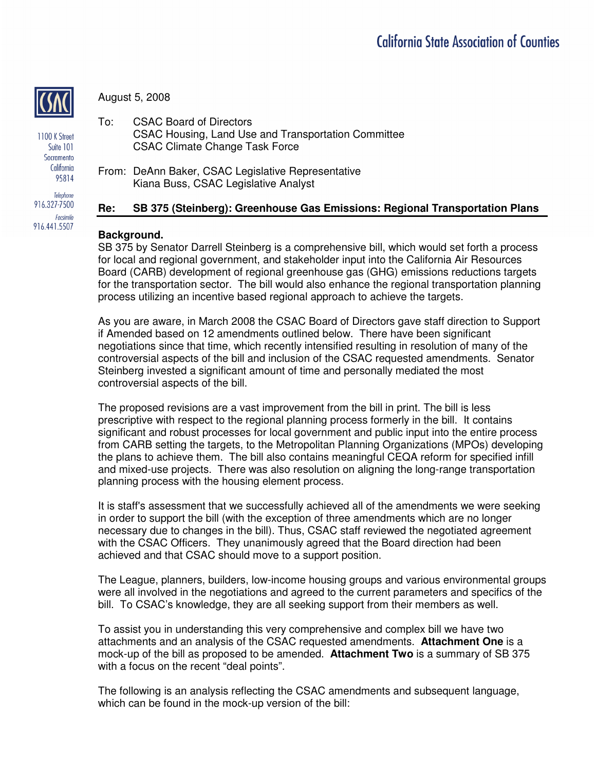# California State Association of Counties

1100 K Street
Suite 101
Sacramento
California
95814

*Telephone*
916.327-7500

*Facsimile*
916.441.5507

August 5, 2008

To: CSAC Board of Directors
CSAC Housing, Land Use and Transportation Committee
CSAC Climate Change Task Force

From: DeAnn Baker, CSAC Legislative Representative
Kiana Buss, CSAC Legislative Analyst

**Re: SB 375 (Steinberg): Greenhouse Gas Emissions: Regional Transportation Plans**

**Background.**
SB 375 by Senator Darrell Steinberg is a comprehensive bill, which would set forth a process for local and regional government, and stakeholder input into the California Air Resources Board (CARB) development of regional greenhouse gas (GHG) emissions reductions targets for the transportation sector. The bill would also enhance the regional transportation planning process utilizing an incentive based regional approach to achieve the targets.

As you are aware, in March 2008 the CSAC Board of Directors gave staff direction to Support if Amended based on 12 amendments outlined below. There have been significant negotiations since that time, which recently intensified resulting in resolution of many of the controversial aspects of the bill and inclusion of the CSAC requested amendments. Senator Steinberg invested a significant amount of time and personally mediated the most controversial aspects of the bill.

The proposed revisions are a vast improvement from the bill in print. The bill is less prescriptive with respect to the regional planning process formerly in the bill. It contains significant and robust processes for local government and public input into the entire process from CARB setting the targets, to the Metropolitan Planning Organizations (MPOs) developing the plans to achieve them. The bill also contains meaningful CEQA reform for specified infill and mixed-use projects. There was also resolution on aligning the long-range transportation planning process with the housing element process.

It is staff's assessment that we successfully achieved all of the amendments we were seeking in order to support the bill (with the exception of three amendments which are no longer necessary due to changes in the bill). Thus, CSAC staff reviewed the negotiated agreement with the CSAC Officers. They unanimously agreed that the Board direction had been achieved and that CSAC should move to a support position.

The League, planners, builders, low-income housing groups and various environmental groups were all involved in the negotiations and agreed to the current parameters and specifics of the bill. To CSAC's knowledge, they are all seeking support from their members as well.

To assist you in understanding this very comprehensive and complex bill we have two attachments and an analysis of the CSAC requested amendments. **Attachment One** is a mock-up of the bill as proposed to be amended. **Attachment Two** is a summary of SB 375 with a focus on the recent "deal points".

The following is an analysis reflecting the CSAC amendments and subsequent language, which can be found in the mock-up version of the bill: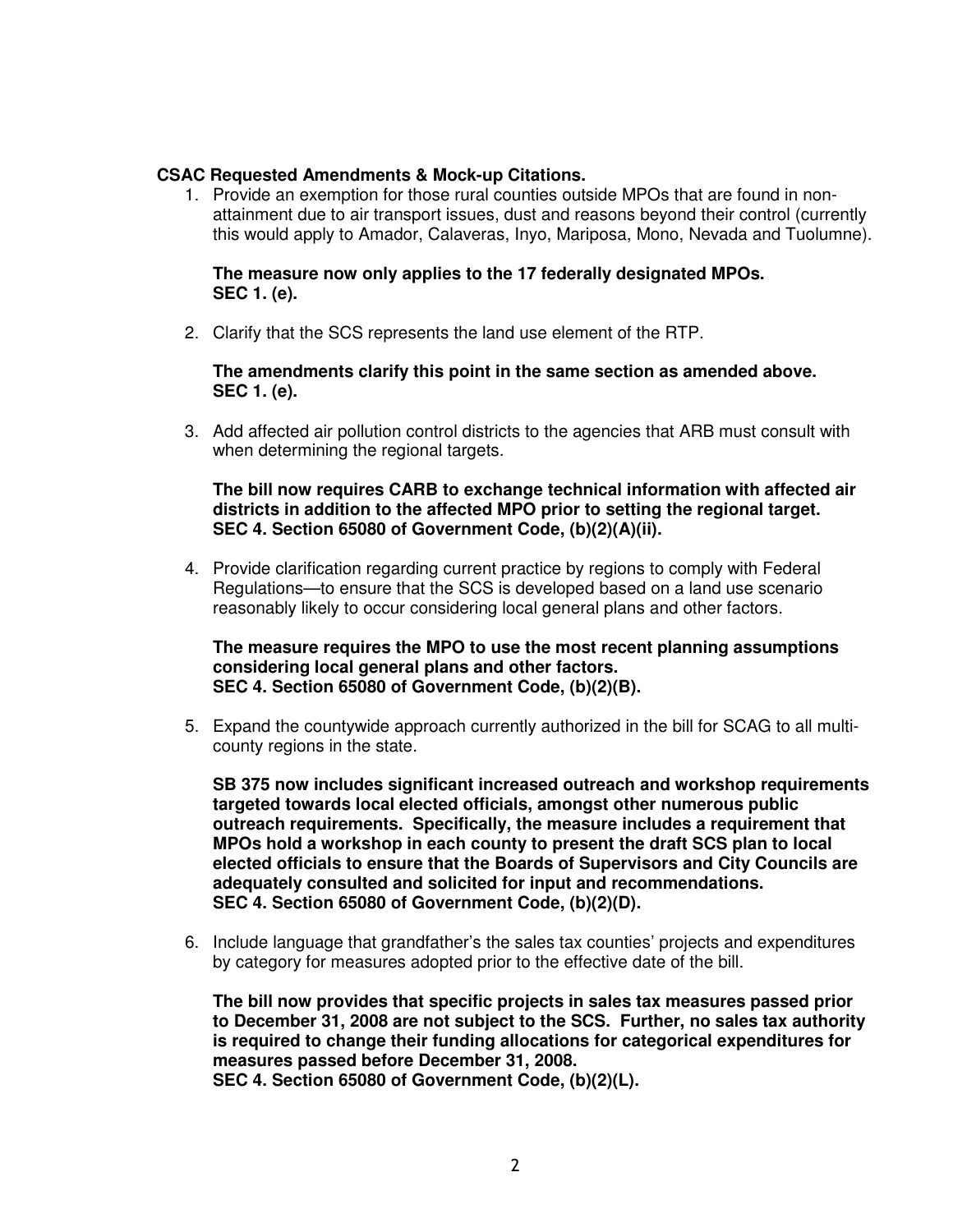**CSAC Requested Amendments & Mock-up Citations.**

1. Provide an exemption for those rural counties outside MPOs that are found in non-attainment due to air transport issues, dust and reasons beyond their control (currently this would apply to Amador, Calaveras, Inyo, Mariposa, Mono, Nevada and Tuolumne).

   **The measure now only applies to the 17 federally designated MPOs.**
   **SEC 1. (e).**

2. Clarify that the SCS represents the land use element of the RTP.

   **The amendments clarify this point in the same section as amended above.**
   **SEC 1. (e).**

3. Add affected air pollution control districts to the agencies that ARB must consult with when determining the regional targets.

   **The bill now requires CARB to exchange technical information with affected air districts in addition to the affected MPO prior to setting the regional target.**
   **SEC 4. Section 65080 of Government Code, (b)(2)(A)(ii).**

4. Provide clarification regarding current practice by regions to comply with Federal Regulations—to ensure that the SCS is developed based on a land use scenario reasonably likely to occur considering local general plans and other factors.

   **The measure requires the MPO to use the most recent planning assumptions considering local general plans and other factors.**
   **SEC 4. Section 65080 of Government Code, (b)(2)(B).**

5. Expand the countywide approach currently authorized in the bill for SCAG to all multi-county regions in the state.

   **SB 375 now includes significant increased outreach and workshop requirements targeted towards local elected officials, amongst other numerous public outreach requirements. Specifically, the measure includes a requirement that MPOs hold a workshop in each county to present the draft SCS plan to local elected officials to ensure that the Boards of Supervisors and City Councils are adequately consulted and solicited for input and recommendations.**
   **SEC 4. Section 65080 of Government Code, (b)(2)(D).**

6. Include language that grandfather's the sales tax counties' projects and expenditures by category for measures adopted prior to the effective date of the bill.

   **The bill now provides that specific projects in sales tax measures passed prior to December 31, 2008 are not subject to the SCS. Further, no sales tax authority is required to change their funding allocations for categorical expenditures for measures passed before December 31, 2008.**
   **SEC 4. Section 65080 of Government Code, (b)(2)(L).**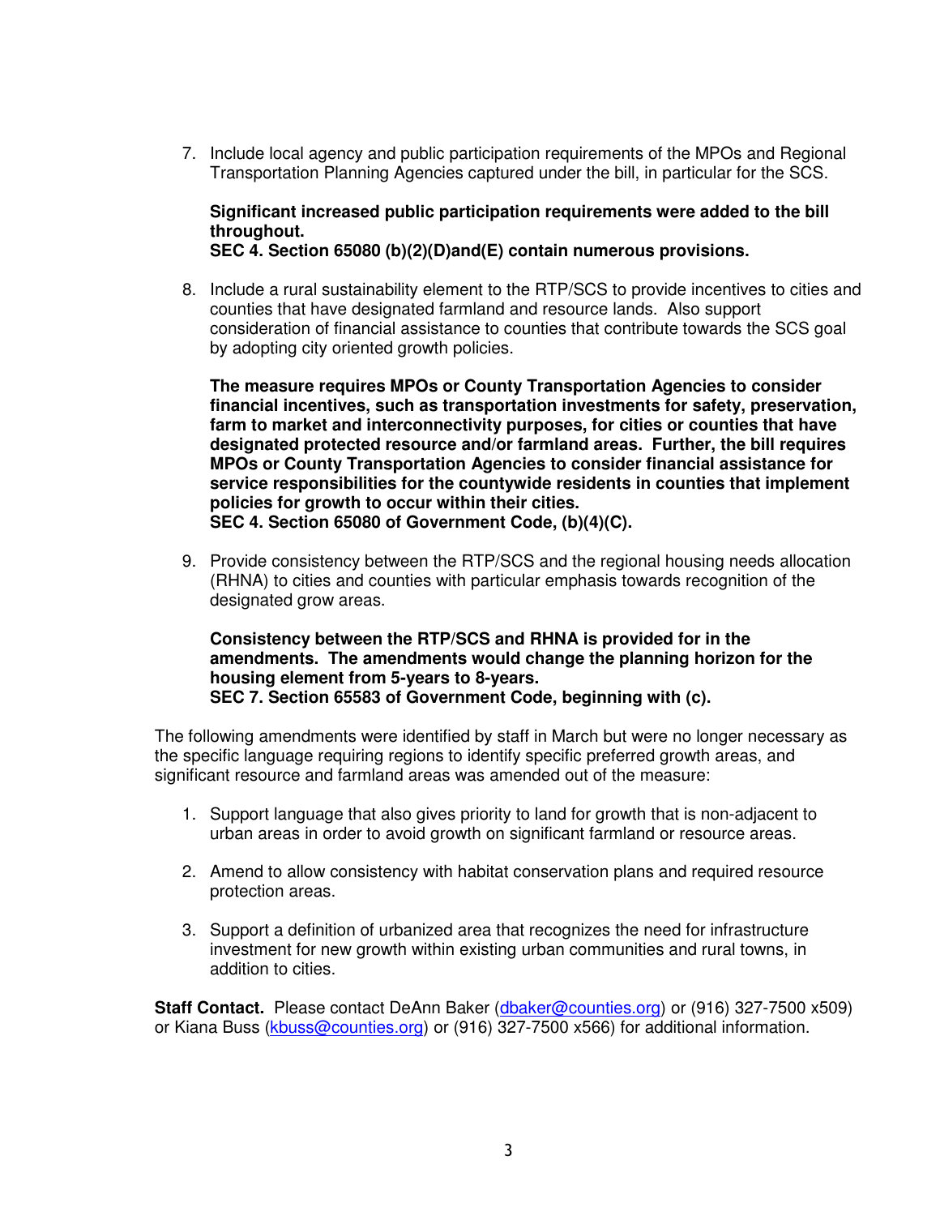7. Include local agency and public participation requirements of the MPOs and Regional Transportation Planning Agencies captured under the bill, in particular for the SCS.

   **Significant increased public participation requirements were added to the bill throughout.**
   **SEC 4. Section 65080 (b)(2)(D)and(E) contain numerous provisions.**

8. Include a rural sustainability element to the RTP/SCS to provide incentives to cities and counties that have designated farmland and resource lands. Also support consideration of financial assistance to counties that contribute towards the SCS goal by adopting city oriented growth policies.

   **The measure requires MPOs or County Transportation Agencies to consider financial incentives, such as transportation investments for safety, preservation, farm to market and interconnectivity purposes, for cities or counties that have designated protected resource and/or farmland areas. Further, the bill requires MPOs or County Transportation Agencies to consider financial assistance for service responsibilities for the countywide residents in counties that implement policies for growth to occur within their cities.**
   **SEC 4. Section 65080 of Government Code, (b)(4)(C).**

9. Provide consistency between the RTP/SCS and the regional housing needs allocation (RHNA) to cities and counties with particular emphasis towards recognition of the designated grow areas.

   **Consistency between the RTP/SCS and RHNA is provided for in the amendments. The amendments would change the planning horizon for the housing element from 5-years to 8-years.**
   **SEC 7. Section 65583 of Government Code, beginning with (c).**

The following amendments were identified by staff in March but were no longer necessary as the specific language requiring regions to identify specific preferred growth areas, and significant resource and farmland areas was amended out of the measure:

1. Support language that also gives priority to land for growth that is non-adjacent to urban areas in order to avoid growth on significant farmland or resource areas.

2. Amend to allow consistency with habitat conservation plans and required resource protection areas.

3. Support a definition of urbanized area that recognizes the need for infrastructure investment for new growth within existing urban communities and rural towns, in addition to cities.

**Staff Contact.** Please contact DeAnn Baker (dbaker@counties.org) or (916) 327-7500 x509) or Kiana Buss (kbuss@counties.org) or (916) 327-7500 x566) for additional information.